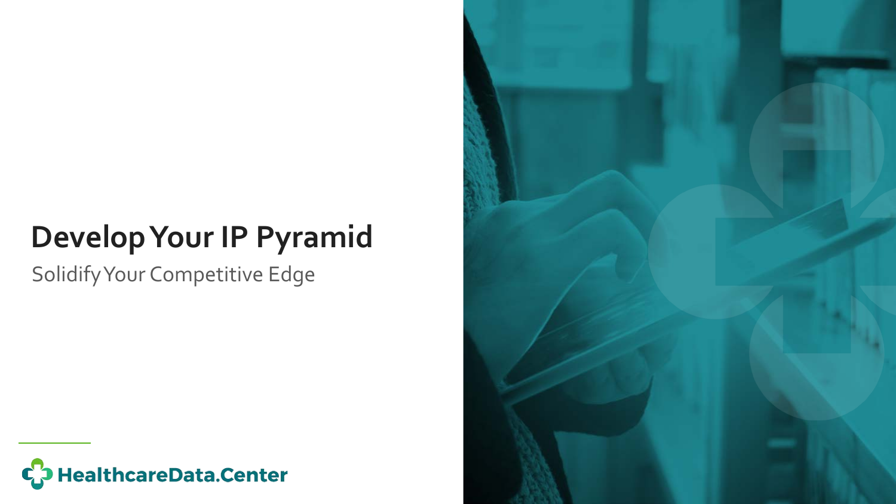# Develop Your IP Pyramid

Solidify Your Competitive Edge

HealthcareData.Center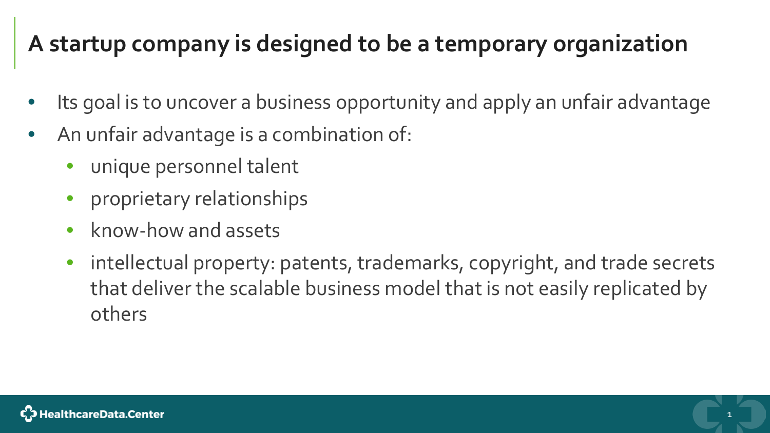# A startup company is designed to be a temporary organization

- Its goal is to uncover a business opportunity and apply an unfair advantage
- An unfair advantage is a combination of:
  - unique personnel talent
  - proprietary relationships
  - know-how and assets
  - intellectual property: patents, trademarks, copyright, and trade secrets that deliver the scalable business model that is not easily replicated by others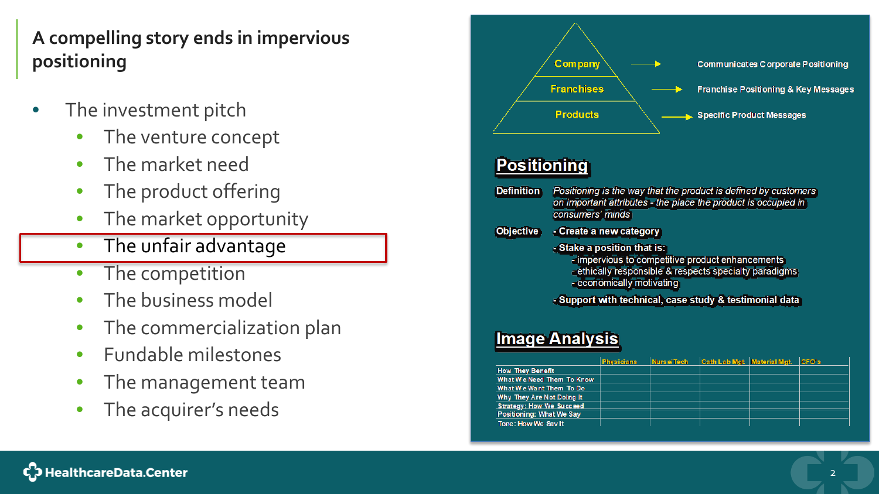## A compelling story ends in impervious positioning

- The investment pitch
  - The venture concept
  - The market need
  - The product offering
  - The market opportunity
  - **The unfair advantage**
  - The competition
  - The business model
  - The commercialization plan
  - Fundable milestones
  - The management team
  - The acquirer's needs

| Level | Messaging |
|---|---|
| Company | Communicates Corporate Positioning |
| Franchises | Franchise Positioning & Key Messages |
| Products | Specific Product Messages |

### Positioning

**Definition** *Positioning is the way that the product is defined by customers on important attributes - the place the product is occupied in consumers' minds*

**Objective**
- **Create a new category**
- **Stake a position that is:**
  - impervious to competitive product enhancements
  - ethically responsible & respects specialty paradigms
  - economically motivating
- **Support with technical, case study & testimonial data**

### Image Analysis

| | Physicians | Nurse/Tech | Cath Lab Mgt | Material Mgt. | CFO's |
|---|---|---|---|---|---|
| How They Benefit | | | | | |
| What We Need Them To Know | | | | | |
| What We Want Them To Do | | | | | |
| Why They Are Not Doing It | | | | | |
| Strategy: How We Succeed | | | | | |
| Positioning: What We Say | | | | | |
| Tone: How We Say It | | | | | |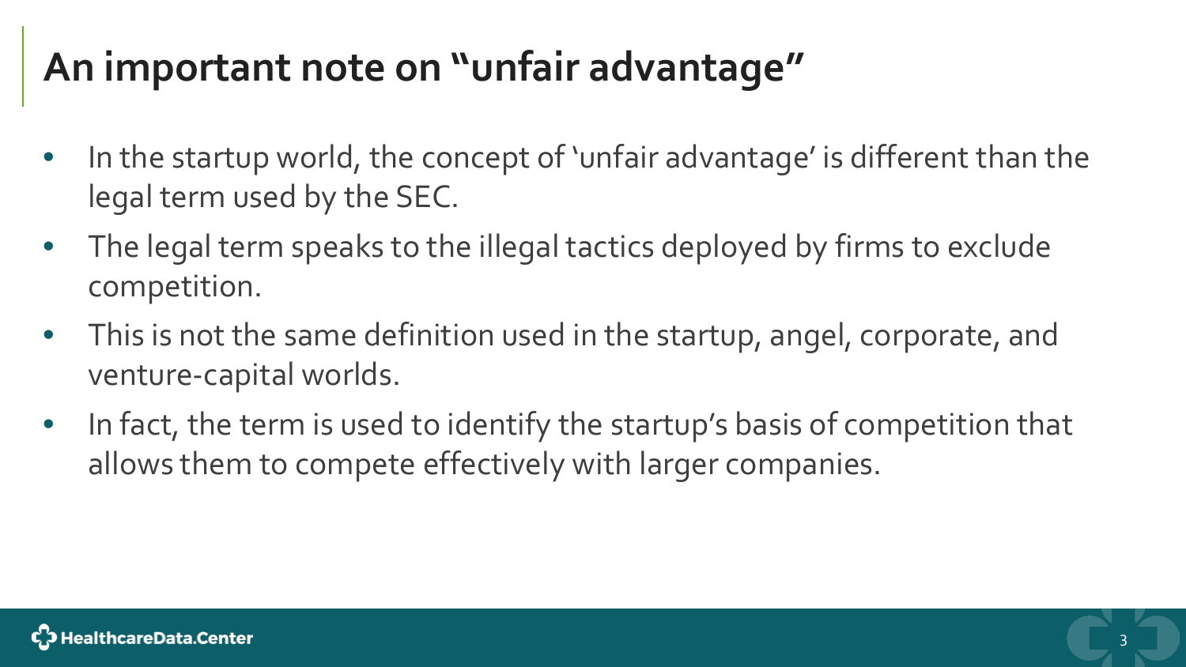# An important note on “unfair advantage”

- In the startup world, the concept of ‘unfair advantage’ is different than the legal term used by the SEC.
- The legal term speaks to the illegal tactics deployed by firms to exclude competition.
- This is not the same definition used in the startup, angel, corporate, and venture-capital worlds.
- In fact, the term is used to identify the startup’s basis of competition that allows them to compete effectively with larger companies.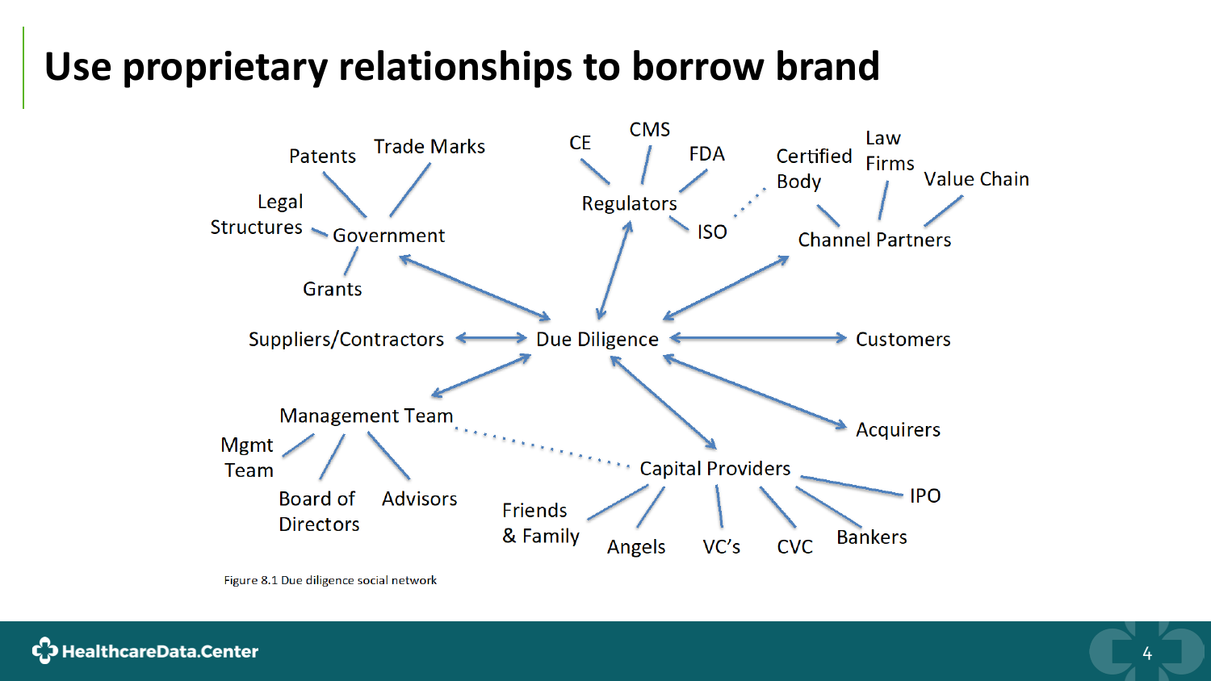# Use proprietary relationships to borrow brand

Patents, Trade Marks, Legal Structures, Grants → Government

CE, CMS, FDA, ISO → Regulators

Certified Body, Law Firms, Value Chain → Channel Partners

Government ↔ Due Diligence

Regulators ↔ Due Diligence

Channel Partners ↔ Due Diligence

Suppliers/Contractors ↔ Due Diligence ↔ Customers

Management Team ↔ Due Diligence

Due Diligence ↔ Acquirers

Due Diligence ↔ Capital Providers

Mgmt Team, Board of Directors, Advisors → Management Team

Friends & Family, Angels, VC's, CVC, Bankers, IPO → Capital Providers

Figure 8.1 Due diligence social network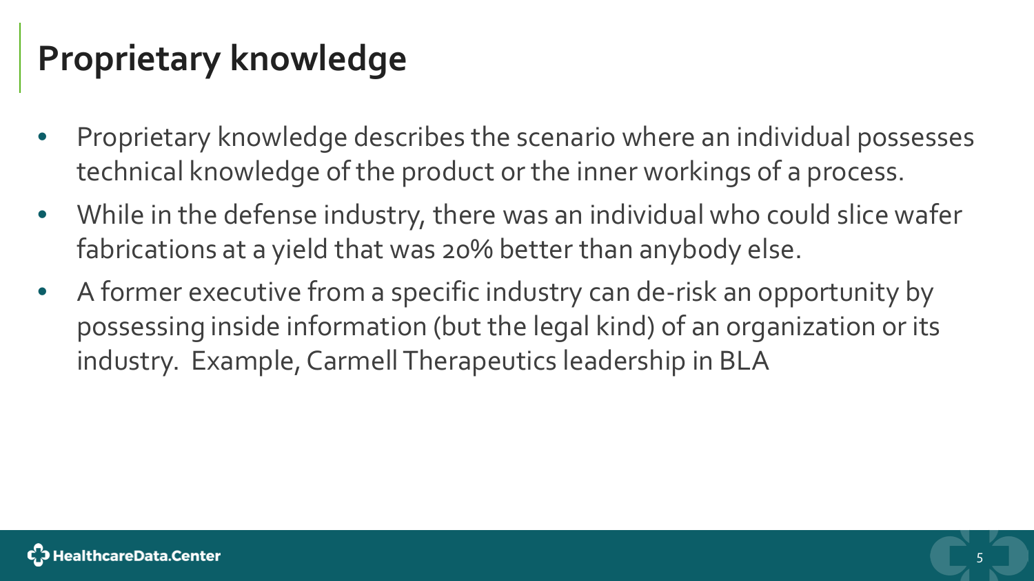# Proprietary knowledge

- Proprietary knowledge describes the scenario where an individual possesses technical knowledge of the product or the inner workings of a process.
- While in the defense industry, there was an individual who could slice wafer fabrications at a yield that was 20% better than anybody else.
- A former executive from a specific industry can de-risk an opportunity by possessing inside information (but the legal kind) of an organization or its industry. Example, Carmell Therapeutics leadership in BLA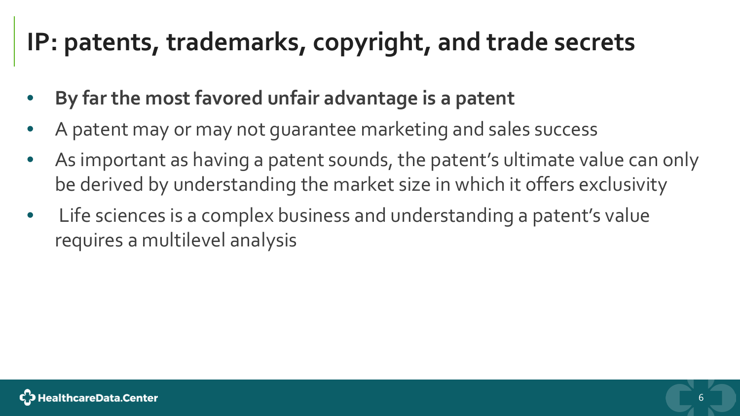# IP: patents, trademarks, copyright, and trade secrets

- **By far the most favored unfair advantage is a patent**
- A patent may or may not guarantee marketing and sales success
- As important as having a patent sounds, the patent's ultimate value can only be derived by understanding the market size in which it offers exclusivity
- Life sciences is a complex business and understanding a patent's value requires a multilevel analysis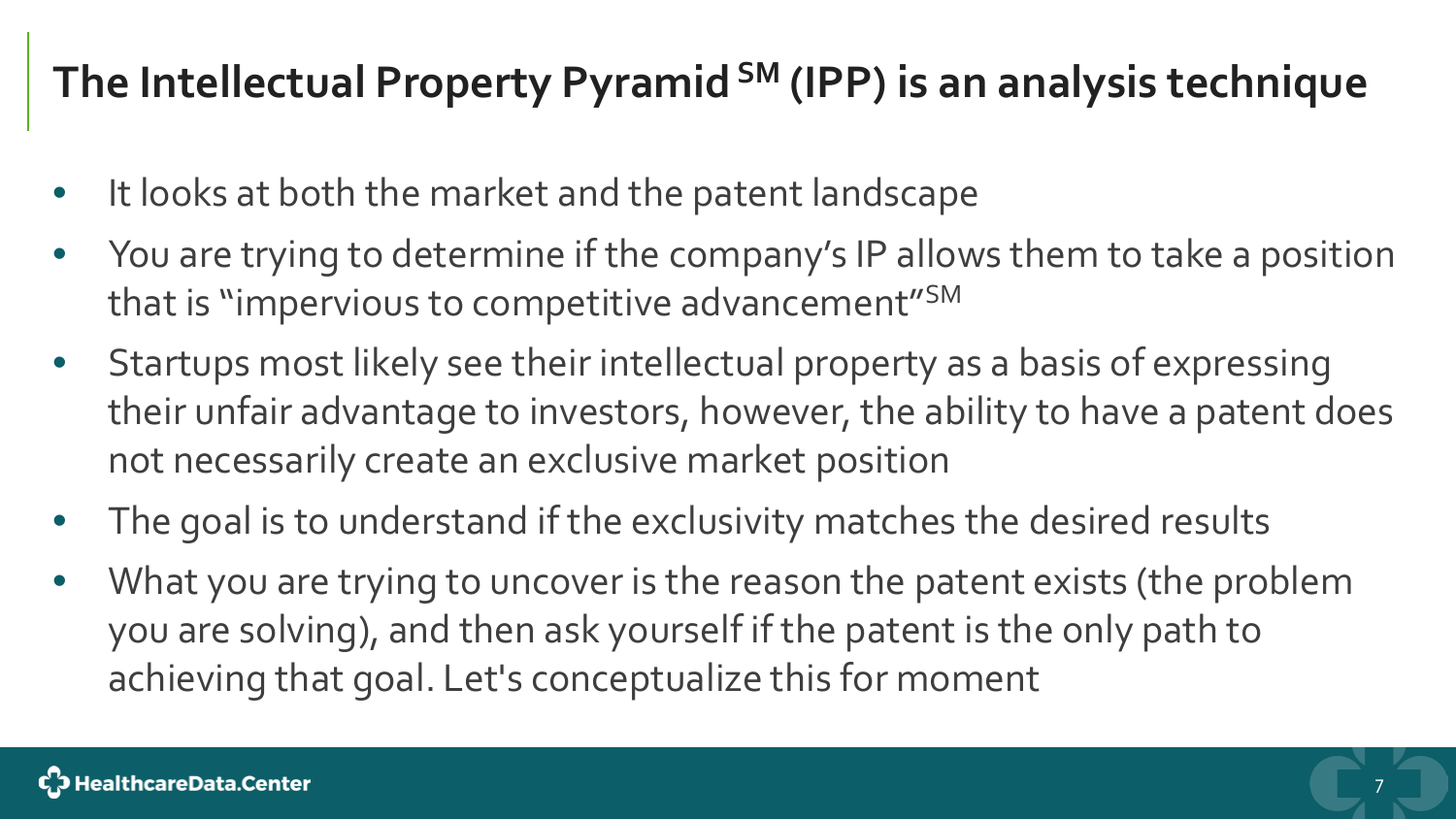# The Intellectual Property Pyramid SM (IPP) is an analysis technique

- It looks at both the market and the patent landscape
- You are trying to determine if the company's IP allows them to take a position that is "impervious to competitive advancement"SM
- Startups most likely see their intellectual property as a basis of expressing their unfair advantage to investors, however, the ability to have a patent does not necessarily create an exclusive market position
- The goal is to understand if the exclusivity matches the desired results
- What you are trying to uncover is the reason the patent exists (the problem you are solving), and then ask yourself if the patent is the only path to achieving that goal. Let's conceptualize this for moment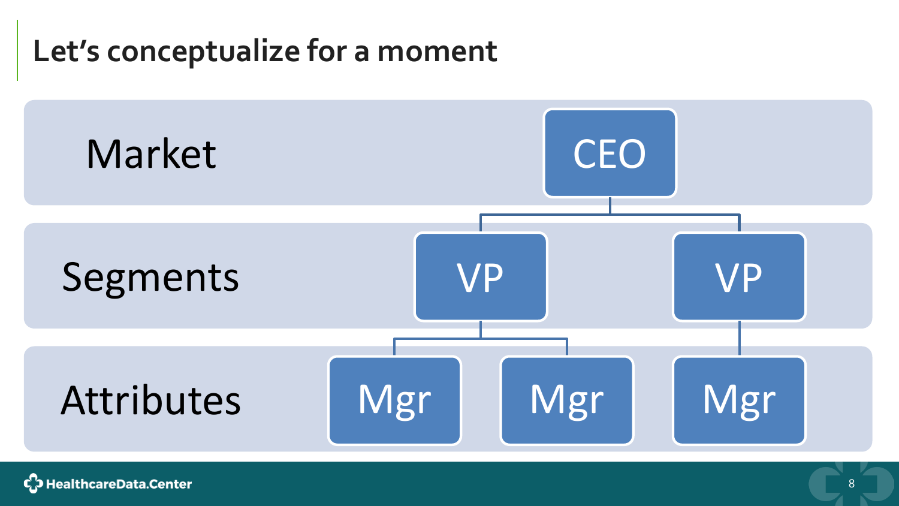# Let's conceptualize for a moment

| Level | Role |
| --- | --- |
| Market | CEO |
| Segments | VP, VP |
| Attributes | Mgr, Mgr, Mgr |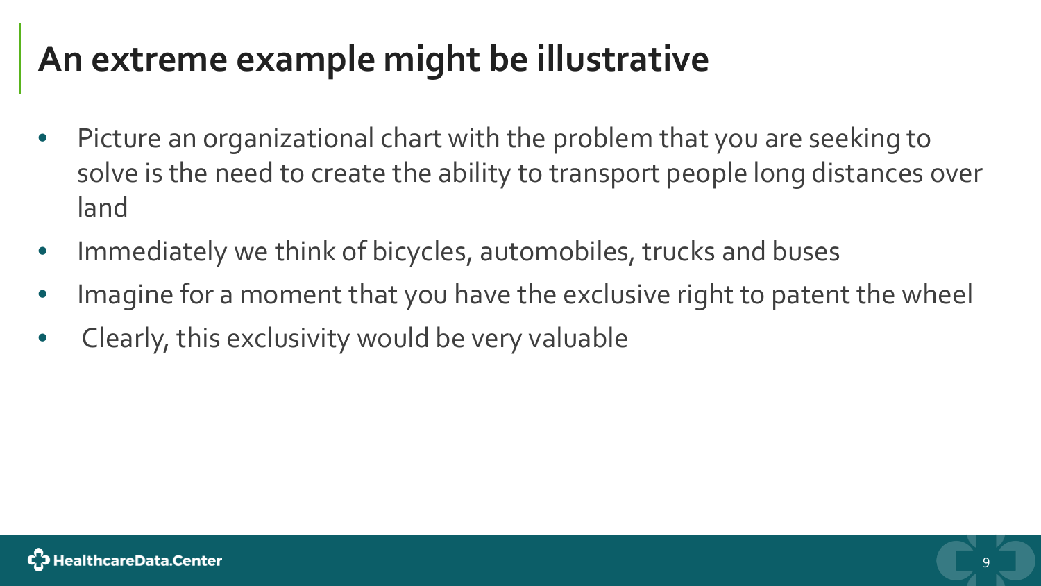# An extreme example might be illustrative

- Picture an organizational chart with the problem that you are seeking to solve is the need to create the ability to transport people long distances over land
- Immediately we think of bicycles, automobiles, trucks and buses
- Imagine for a moment that you have the exclusive right to patent the wheel
- Clearly, this exclusivity would be very valuable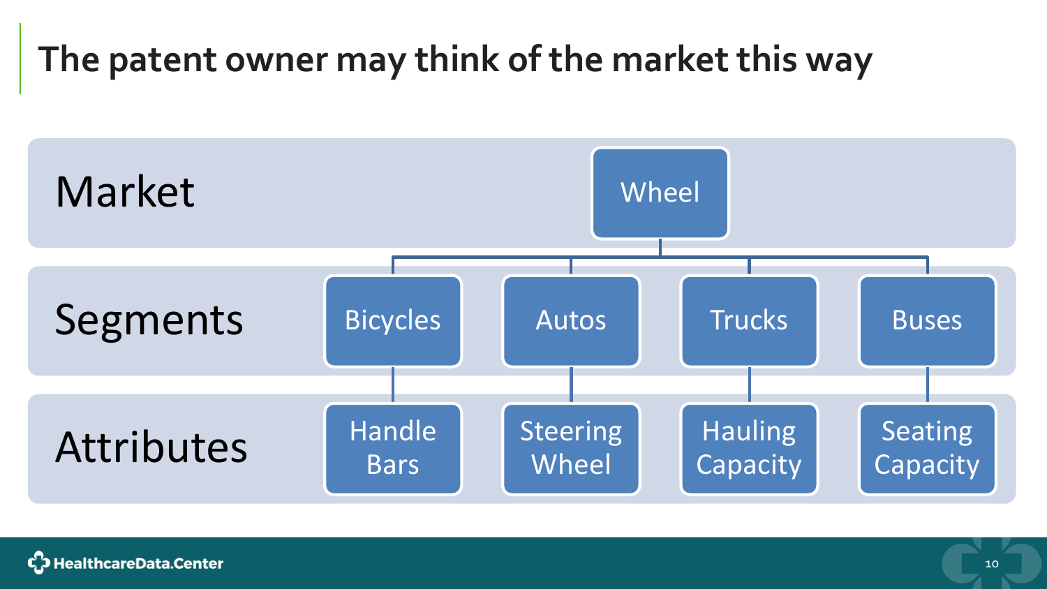# The patent owner may think of the market this way

| | | | | |
|---|---|---|---|---|
| **Market** | Wheel | | | |
| **Segments** | Bicycles | Autos | Trucks | Buses |
| **Attributes** | Handle Bars | Steering Wheel | Hauling Capacity | Seating Capacity |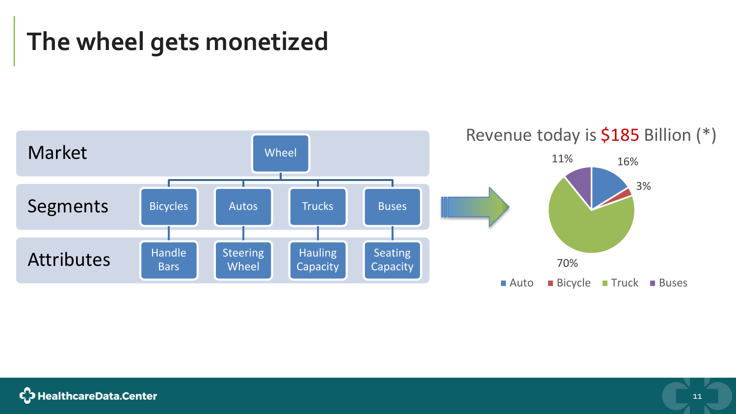# The wheel gets monetized

| | | | | |
|---|---|---|---|---|
| Market | Wheel | | | |
| Segments | Bicycles | Autos | Trucks | Buses |
| Attributes | Handle Bars | Steering Wheel | Hauling Capacity | Seating Capacity |

Revenue today is $185 Billion (*)

| Segment | Share |
|---|---|
| Auto | 16% |
| Bicycle | 3% |
| Truck | 70% |
| Buses | 11% |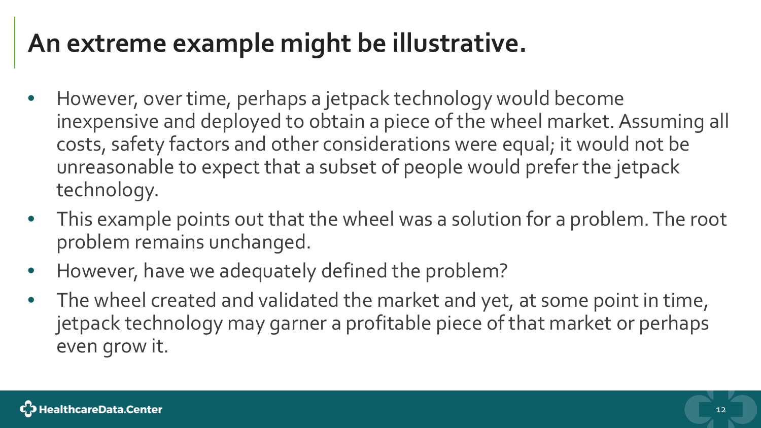# An extreme example might be illustrative.

- However, over time, perhaps a jetpack technology would become inexpensive and deployed to obtain a piece of the wheel market. Assuming all costs, safety factors and other considerations were equal; it would not be unreasonable to expect that a subset of people would prefer the jetpack technology.
- This example points out that the wheel was a solution for a problem. The root problem remains unchanged.
- However, have we adequately defined the problem?
- The wheel created and validated the market and yet, at some point in time, jetpack technology may garner a profitable piece of that market or perhaps even grow it.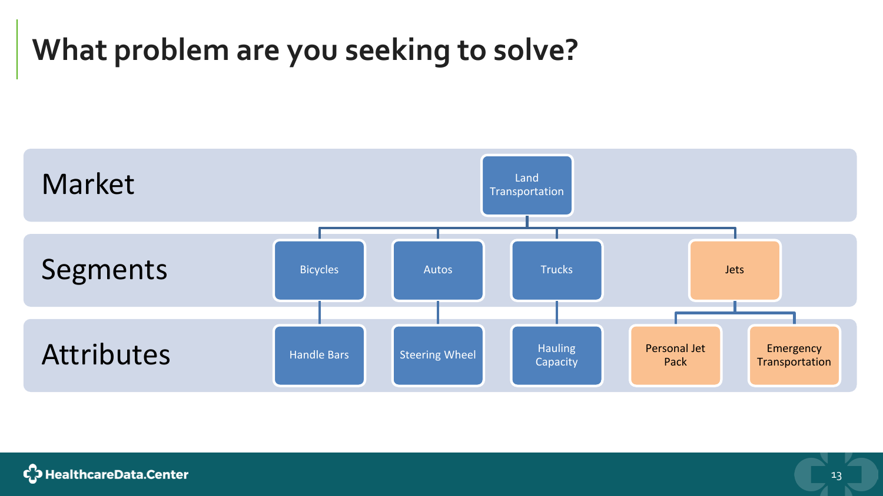# What problem are you seeking to solve?

**Market**
- Land Transportation

**Segments**
- Bicycles
- Autos
- Trucks
- Jets

**Attributes**
- Handle Bars (Bicycles)
- Steering Wheel (Autos)
- Hauling Capacity (Trucks)
- Personal Jet Pack (Jets)
- Emergency Transportation (Jets)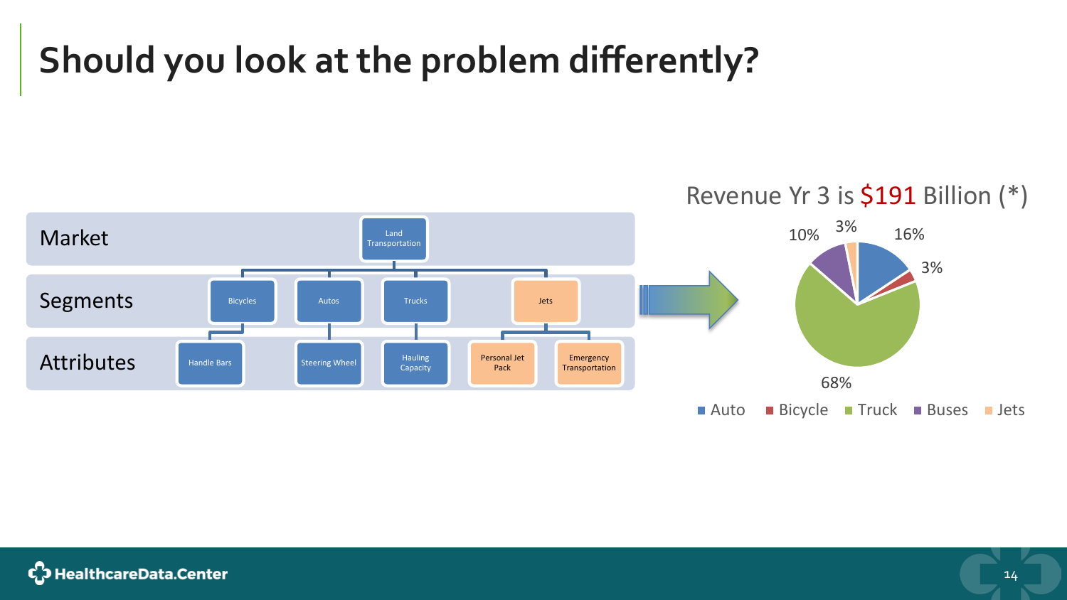# Should you look at the problem differently?

| | | | | | |
|---|---|---|---|---|---|
| Market | Land Transportation | | | | |
| Segments | Bicycles | Autos | Trucks | Jets | |
| Attributes | Handle Bars | Steering Wheel | Hauling Capacity | Personal Jet Pack | Emergency Transportation |

Revenue Yr 3 is $191 Billion (*)

| Segment | Share |
|---|---|
| Auto | 16% |
| Bicycle | 3% |
| Truck | 68% |
| Buses | 10% |
| Jets | 3% |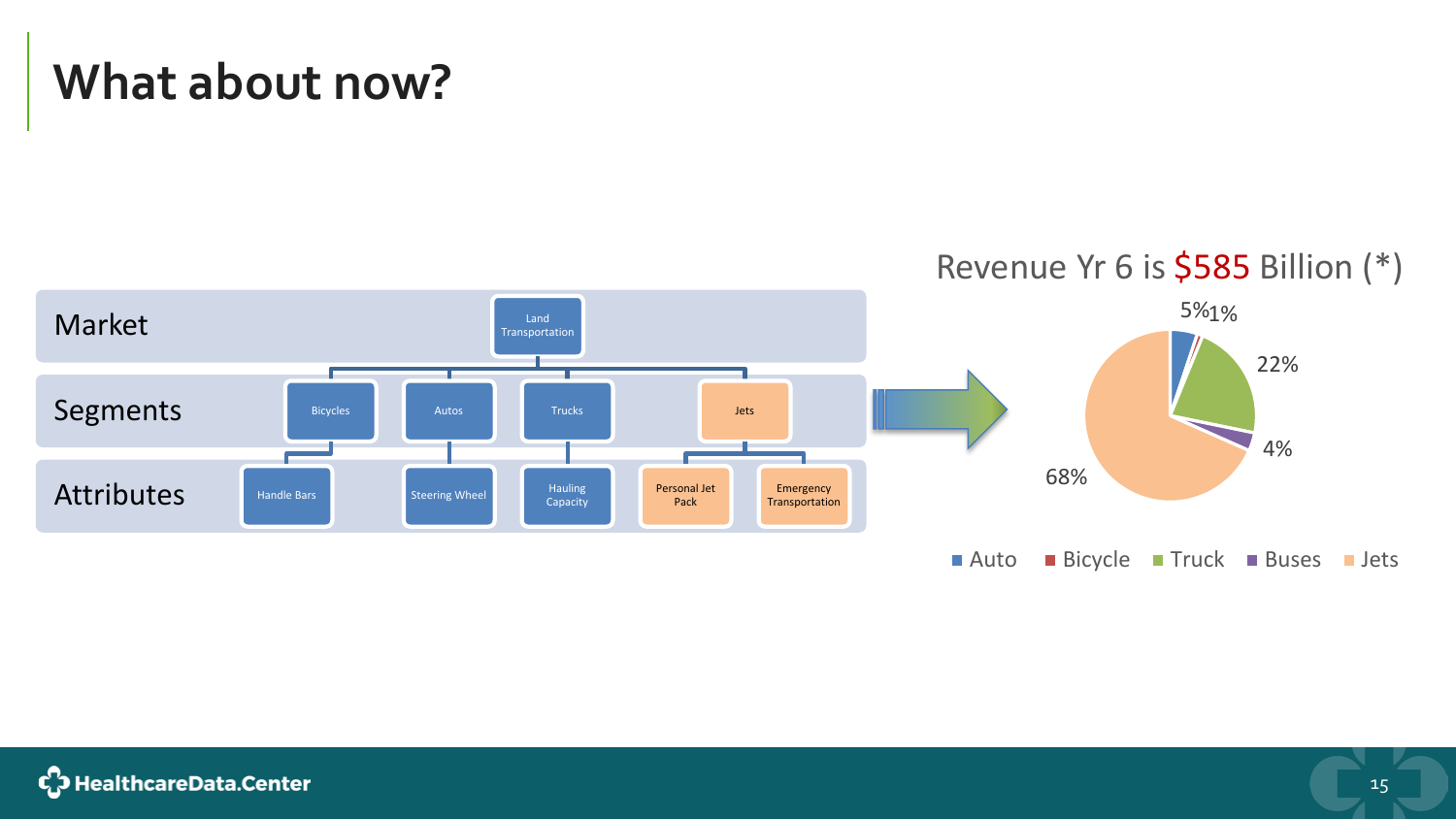# What about now?

| | | | | | | |
|---|---|---|---|---|---|---|
| Market | Land Transportation | | | | | |
| Segments | Bicycles | Autos | Trucks | Jets | | |
| Attributes | Handle Bars | Steering Wheel | Hauling Capacity | Personal Jet Pack | Emergency Transportation | |

Revenue Yr 6 is $585 Billion (*)

| Segment | Share |
|---|---|
| Auto | 5% |
| Bicycle | 1% |
| Truck | 22% |
| Buses | 4% |
| Jets | 68% |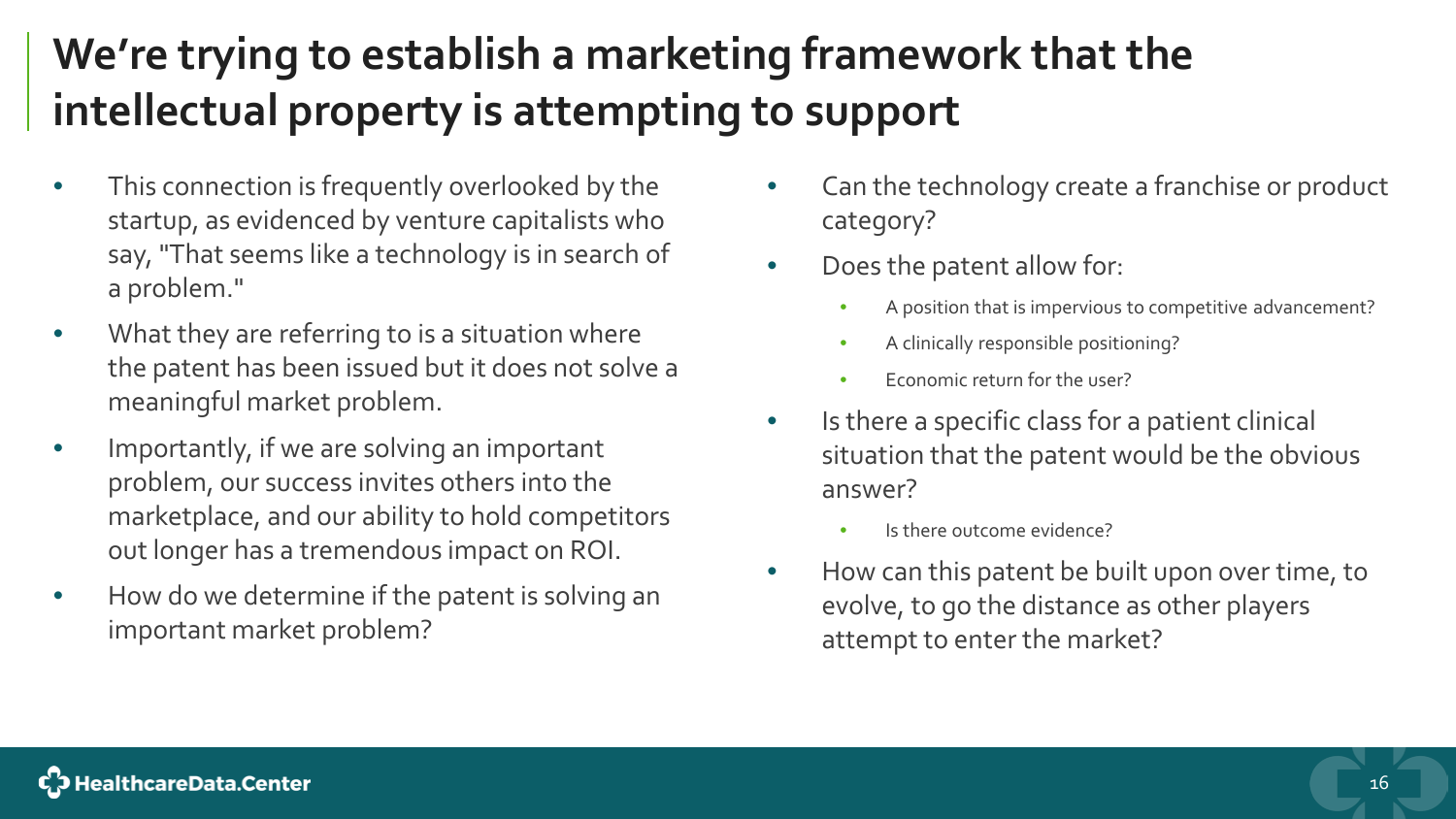# We're trying to establish a marketing framework that the intellectual property is attempting to support

- This connection is frequently overlooked by the startup, as evidenced by venture capitalists who say, "That seems like a technology is in search of a problem."
- What they are referring to is a situation where the patent has been issued but it does not solve a meaningful market problem.
- Importantly, if we are solving an important problem, our success invites others into the marketplace, and our ability to hold competitors out longer has a tremendous impact on ROI.
- How do we determine if the patent is solving an important market problem?
- Can the technology create a franchise or product category?
- Does the patent allow for:
  - A position that is impervious to competitive advancement?
  - A clinically responsible positioning?
  - Economic return for the user?
- Is there a specific class for a patient clinical situation that the patent would be the obvious answer?
  - Is there outcome evidence?
- How can this patent be built upon over time, to evolve, to go the distance as other players attempt to enter the market?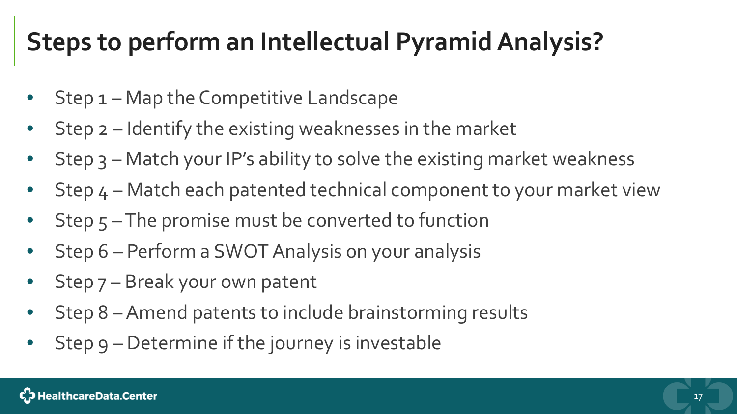# Steps to perform an Intellectual Pyramid Analysis?

- Step 1 – Map the Competitive Landscape
- Step 2 – Identify the existing weaknesses in the market
- Step 3 – Match your IP's ability to solve the existing market weakness
- Step 4 – Match each patented technical component to your market view
- Step 5 – The promise must be converted to function
- Step 6 – Perform a SWOT Analysis on your analysis
- Step 7 – Break your own patent
- Step 8 – Amend patents to include brainstorming results
- Step 9 – Determine if the journey is investable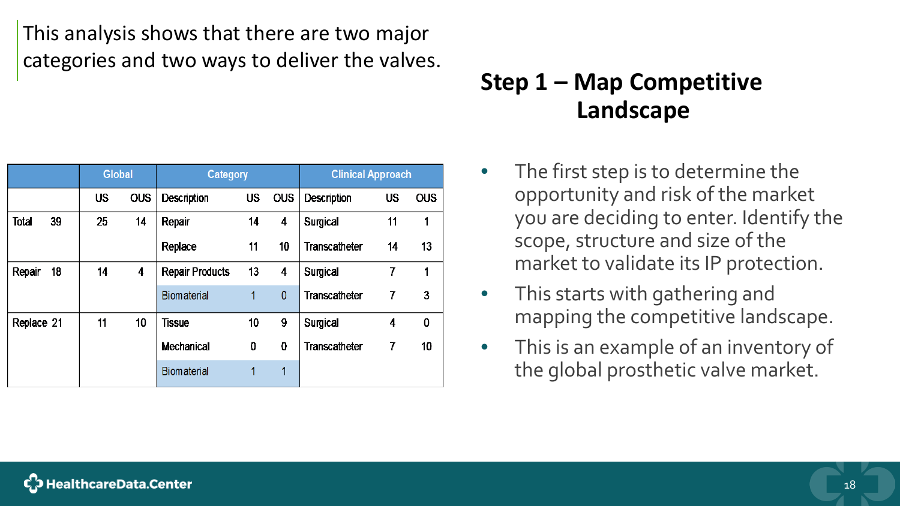This analysis shows that there are two major categories and two ways to deliver the valves.

## Step 1 – Map Competitive Landscape

| | Global | | Category | | | Clinical Approach | | |
|---|---|---|---|---|---|---|---|---|
| | US | OUS | Description | US | OUS | Description | US | OUS |
| Total 39 | 25 | 14 | Repair | 14 | 4 | Surgical | 11 | 1 |
| | | | Replace | 11 | 10 | Transcatheter | 14 | 13 |
| Repair 18 | 14 | 4 | Repair Products | 13 | 4 | Surgical | 7 | 1 |
| | | | Biomaterial | 1 | 0 | Transcatheter | 7 | 3 |
| Replace 21 | 11 | 10 | Tissue | 10 | 9 | Surgical | 4 | 0 |
| | | | Mechanical | 0 | 0 | Transcatheter | 7 | 10 |
| | | | Biomaterial | 1 | 1 | | | |

- The first step is to determine the opportunity and risk of the market you are deciding to enter. Identify the scope, structure and size of the market to validate its IP protection.
- This starts with gathering and mapping the competitive landscape.
- This is an example of an inventory of the global prosthetic valve market.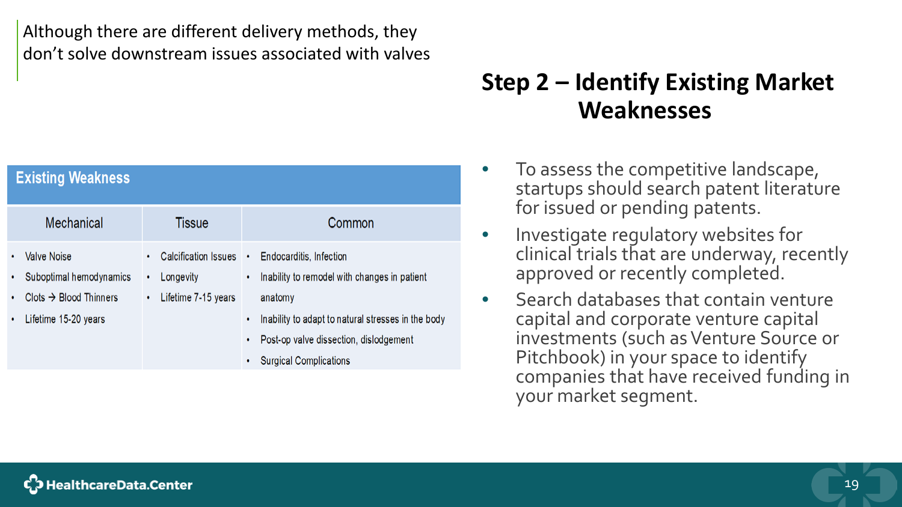Although there are different delivery methods, they don't solve downstream issues associated with valves

## Step 2 – Identify Existing Market Weaknesses

| Existing Weakness | | |
|---|---|---|
| **Mechanical** | **Tissue** | **Common** |
| • Valve Noise<br>• Suboptimal hemodynamics<br>• Clots → Blood Thinners<br>• Lifetime 15-20 years | • Calcification Issues<br>• Longevity<br>• Lifetime 7-15 years | • Endocarditis, Infection<br>• Inability to remodel with changes in patient anatomy<br>• Inability to adapt to natural stresses in the body<br>• Post-op valve dissection, dislodgement<br>• Surgical Complications |

- To assess the competitive landscape, startups should search patent literature for issued or pending patents.
- Investigate regulatory websites for clinical trials that are underway, recently approved or recently completed.
- Search databases that contain venture capital and corporate venture capital investments (such as Venture Source or Pitchbook) in your space to identify companies that have received funding in your market segment.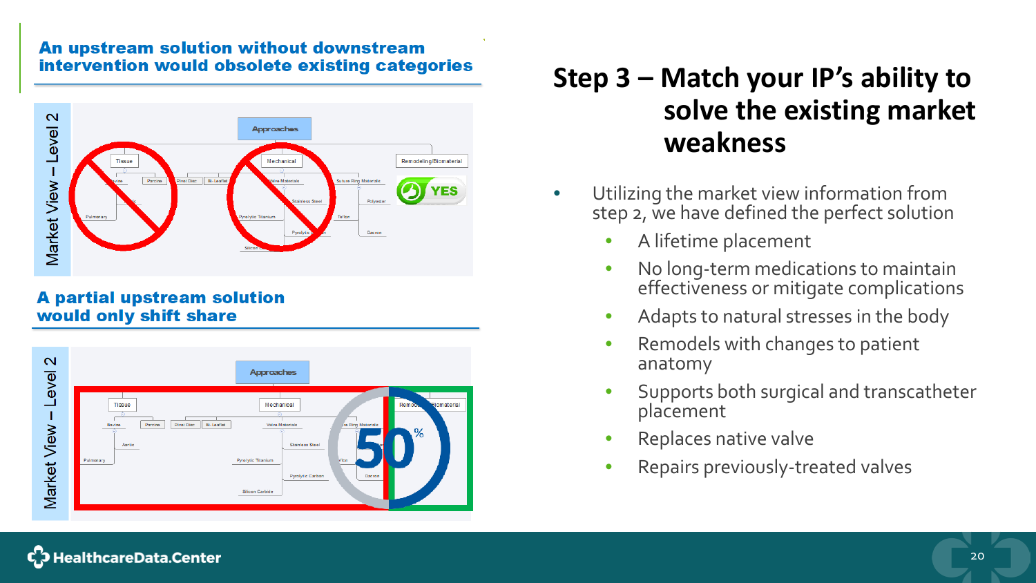## An upstream solution without downstream intervention would obsolete existing categories

## A partial upstream solution would only shift share

# Step 3 – Match your IP's ability to solve the existing market weakness

- Utilizing the market view information from step 2, we have defined the perfect solution
  - A lifetime placement
  - No long-term medications to maintain effectiveness or mitigate complications
  - Adapts to natural stresses in the body
  - Remodels with changes to patient anatomy
  - Supports both surgical and transcatheter placement
  - Replaces native valve
  - Repairs previously-treated valves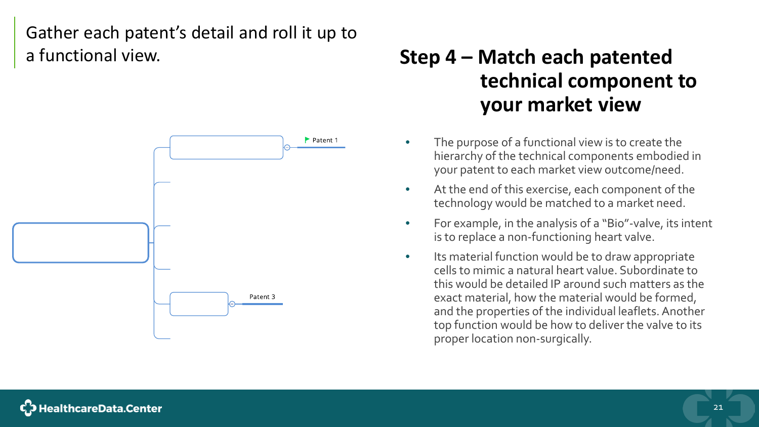Gather each patent's detail and roll it up to a functional view.

## Step 4 – Match each patented technical component to your market view

Patent 1

Patent 3

- The purpose of a functional view is to create the hierarchy of the technical components embodied in your patent to each market view outcome/need.
- At the end of this exercise, each component of the technology would be matched to a market need.
- For example, in the analysis of a "Bio"-valve, its intent is to replace a non-functioning heart valve.
- Its material function would be to draw appropriate cells to mimic a natural heart value. Subordinate to this would be detailed IP around such matters as the exact material, how the material would be formed, and the properties of the individual leaflets. Another top function would be how to deliver the valve to its proper location non-surgically.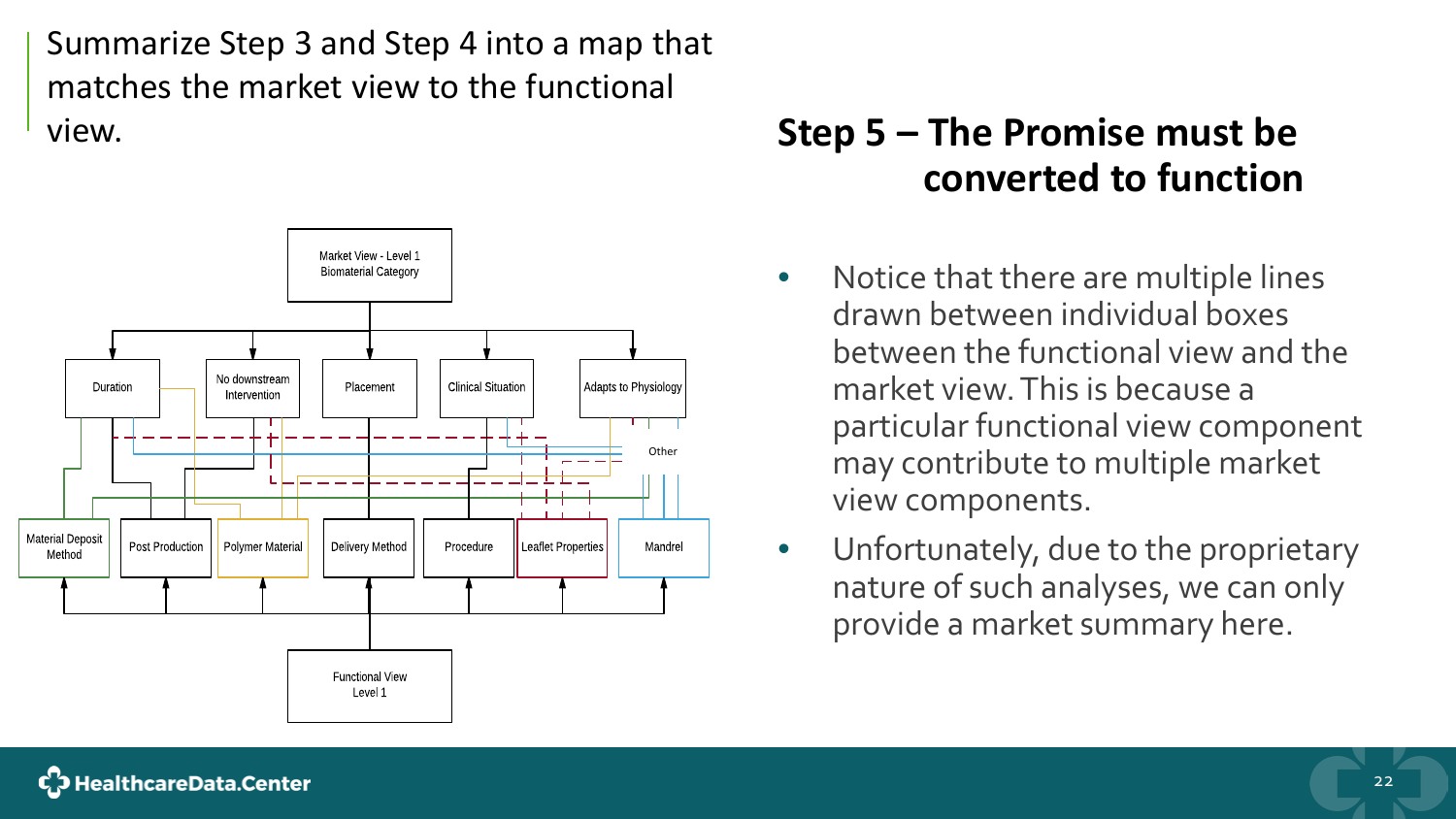Summarize Step 3 and Step 4 into a map that matches the market view to the functional view.

Market View - Level 1
Biomaterial Category

Duration | No downstream Intervention | Placement | Clinical Situation | Adapts to Physiology

Other

Material Deposit Method | Post Production | Polymer Material | Delivery Method | Procedure | Leaflet Properties | Mandrel

Functional View
Level 1

## Step 5 – The Promise must be converted to function

- Notice that there are multiple lines drawn between individual boxes between the functional view and the market view. This is because a particular functional view component may contribute to multiple market view components.
- Unfortunately, due to the proprietary nature of such analyses, we can only provide a market summary here.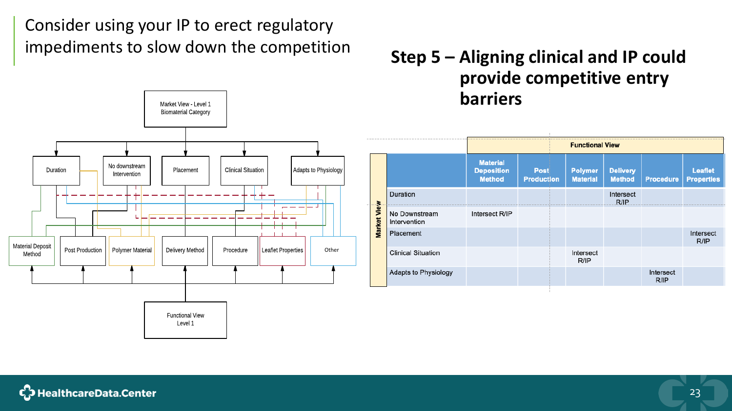Consider using your IP to erect regulatory impediments to slow down the competition

## Step 5 – Aligning clinical and IP could provide competitive entry barriers

Market View - Level 1
Biomaterial Category

Duration | No downstream Intervention | Placement | Clinical Situation | Adapts to Physiology

Material Deposit Method | Post Production | Polymer Material | Delivery Method | Procedure | Leaflet Properties | Other

Functional View
Level 1

| Market View | Material Deposition Method | Post Production | Polymer Material | Delivery Method | Procedure | Leaflet Properties |
|---|---|---|---|---|---|---|
| Duration | | | | Intersect R/IP | | |
| No Downstream Intervention | Intersect R/IP | | | | | |
| Placement | | | | | | Intersect R/IP |
| Clinical Situation | | | Intersect R/IP | | | |
| Adapts to Physiology | | | | | Intersect R/IP | |

Functional View

HealthcareData.Center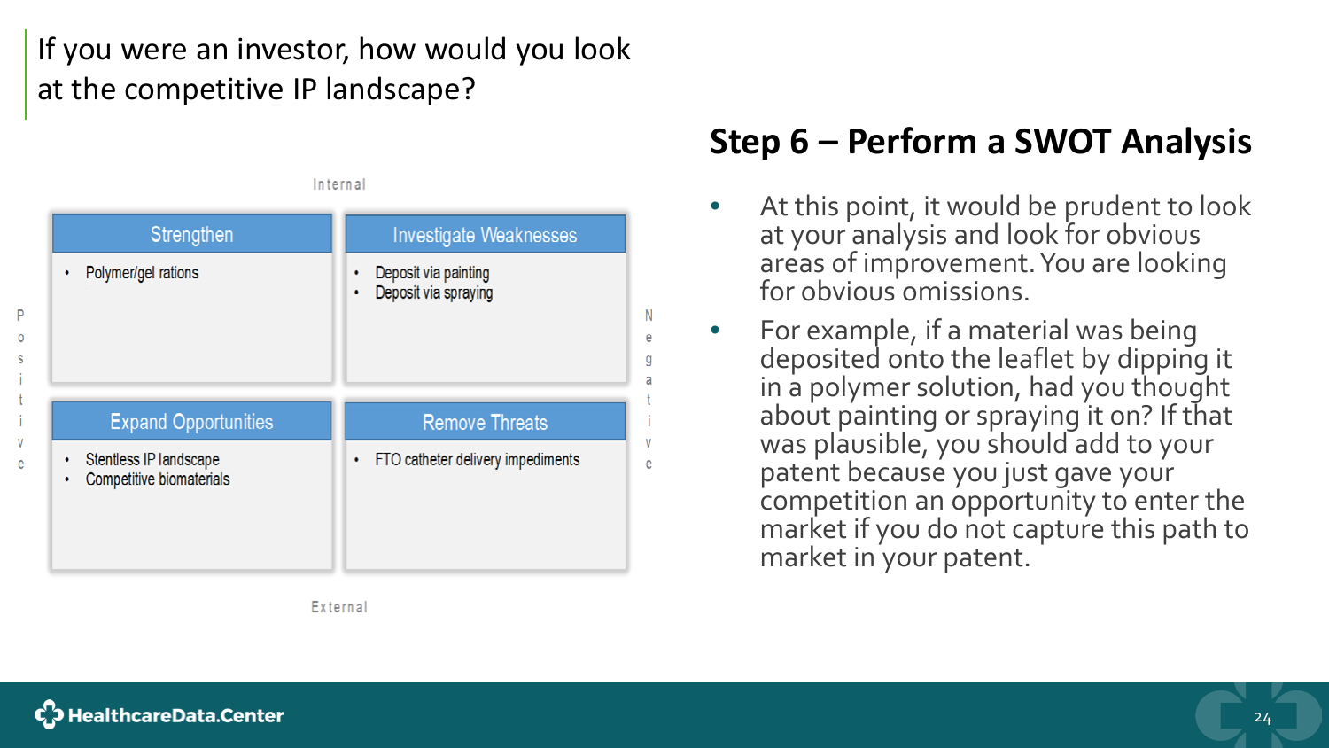If you were an investor, how would you look at the competitive IP landscape?

## Step 6 – Perform a SWOT Analysis

- At this point, it would be prudent to look at your analysis and look for obvious areas of improvement. You are looking for obvious omissions.
- For example, if a material was being deposited onto the leaflet by dipping it in a polymer solution, had you thought about painting or spraying it on? If that was plausible, you should add to your patent because you just gave your competition an opportunity to enter the market if you do not capture this path to market in your patent.

Internal

| | Positive | Negative |
| --- | --- | --- |
| **Internal** | **Strengthen**<br>• Polymer/gel rations | **Investigate Weaknesses**<br>• Deposit via painting<br>• Deposit via spraying |
| **External** | **Expand Opportunities**<br>• Stentless IP landscape<br>• Competitive biomaterials | **Remove Threats**<br>• FTO catheter delivery impediments |

External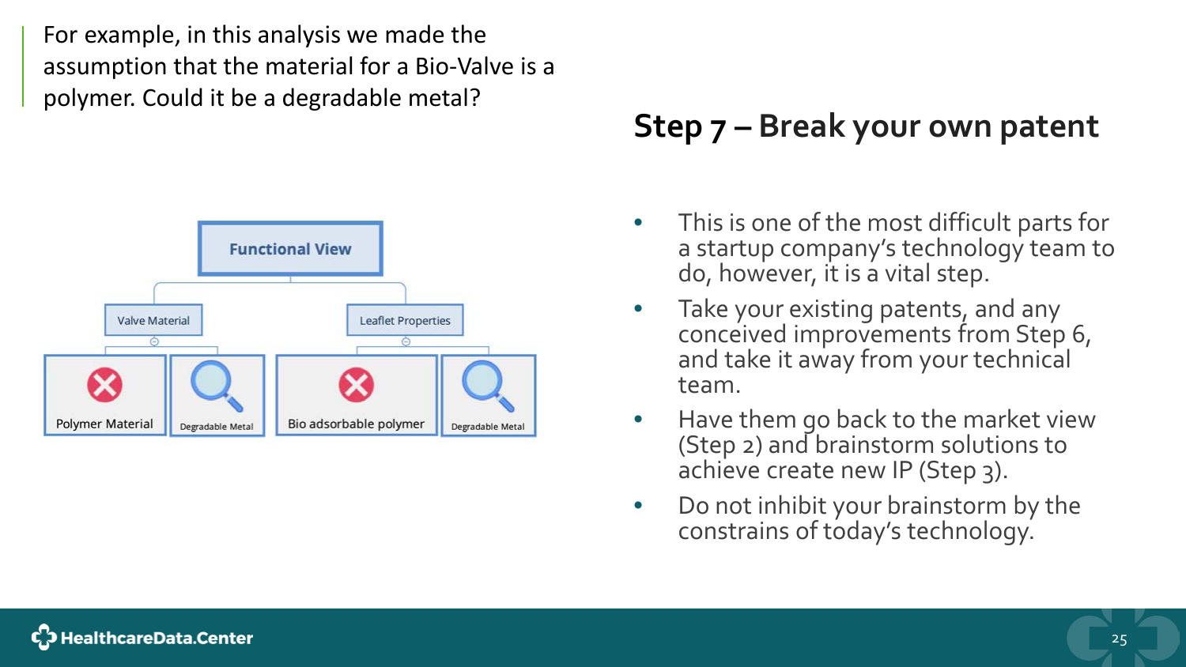For example, in this analysis we made the assumption that the material for a Bio-Valve is a polymer. Could it be a degradable metal?

- Functional View
  - Valve Material
    - Polymer Material
    - Degradable Metal
  - Leaflet Properties
    - Bio adsorbable polymer
    - Degradable Metal

## Step 7 – Break your own patent

- This is one of the most difficult parts for a startup company's technology team to do, however, it is a vital step.
- Take your existing patents, and any conceived improvements from Step 6, and take it away from your technical team.
- Have them go back to the market view (Step 2) and brainstorm solutions to achieve create new IP (Step 3).
- Do not inhibit your brainstorm by the constrains of today's technology.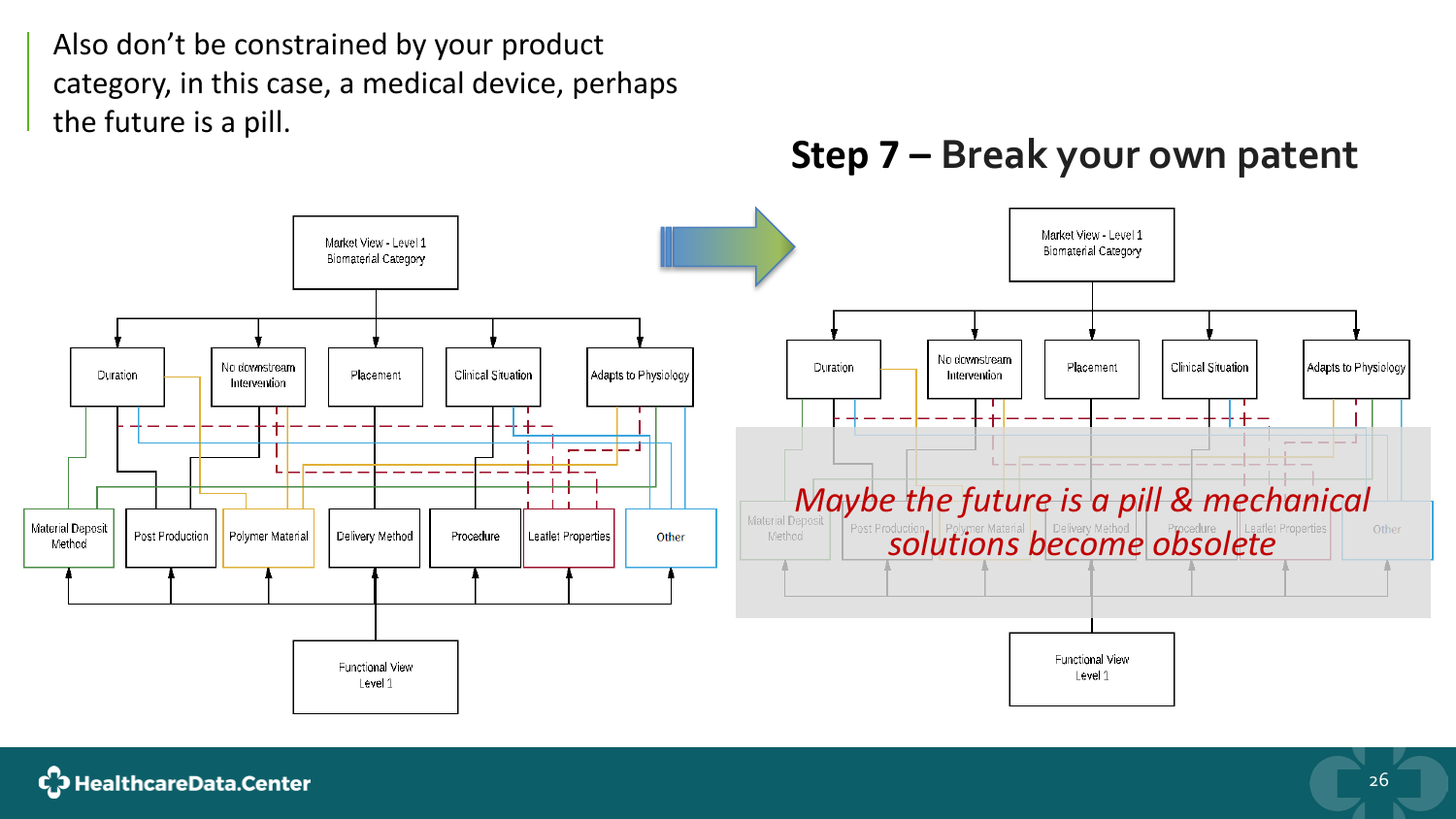Also don't be constrained by your product category, in this case, a medical device, perhaps the future is a pill.

## Step 7 – Break your own patent

Market View - Level 1
Biomaterial Category

Duration | No downstream Intervention | Placement | Clinical Situation | Adapts to Physiology

Material Deposit Method | Post Production | Polymer Material | Delivery Method | Procedure | Leaflet Properties | Other

Functional View
Level 1

*Maybe the future is a pill & mechanical solutions become obsolete*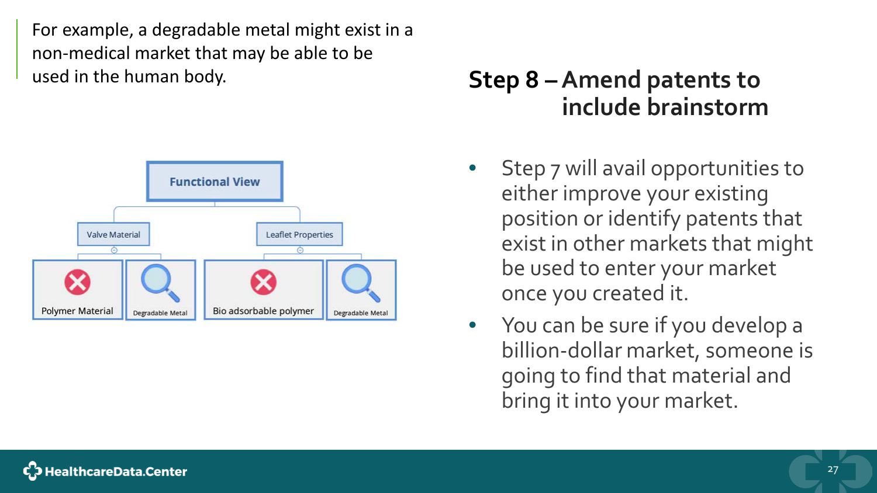For example, a degradable metal might exist in a non-medical market that may be able to be used in the human body.

Functional View

- Valve Material
  - Polymer Material
  - Degradable Metal
- Leaflet Properties
  - Bio adsorbable polymer
  - Degradable Metal

## Step 8 – Amend patents to include brainstorm

- Step 7 will avail opportunities to either improve your existing position or identify patents that exist in other markets that might be used to enter your market once you created it.
- You can be sure if you develop a billion-dollar market, someone is going to find that material and bring it into your market.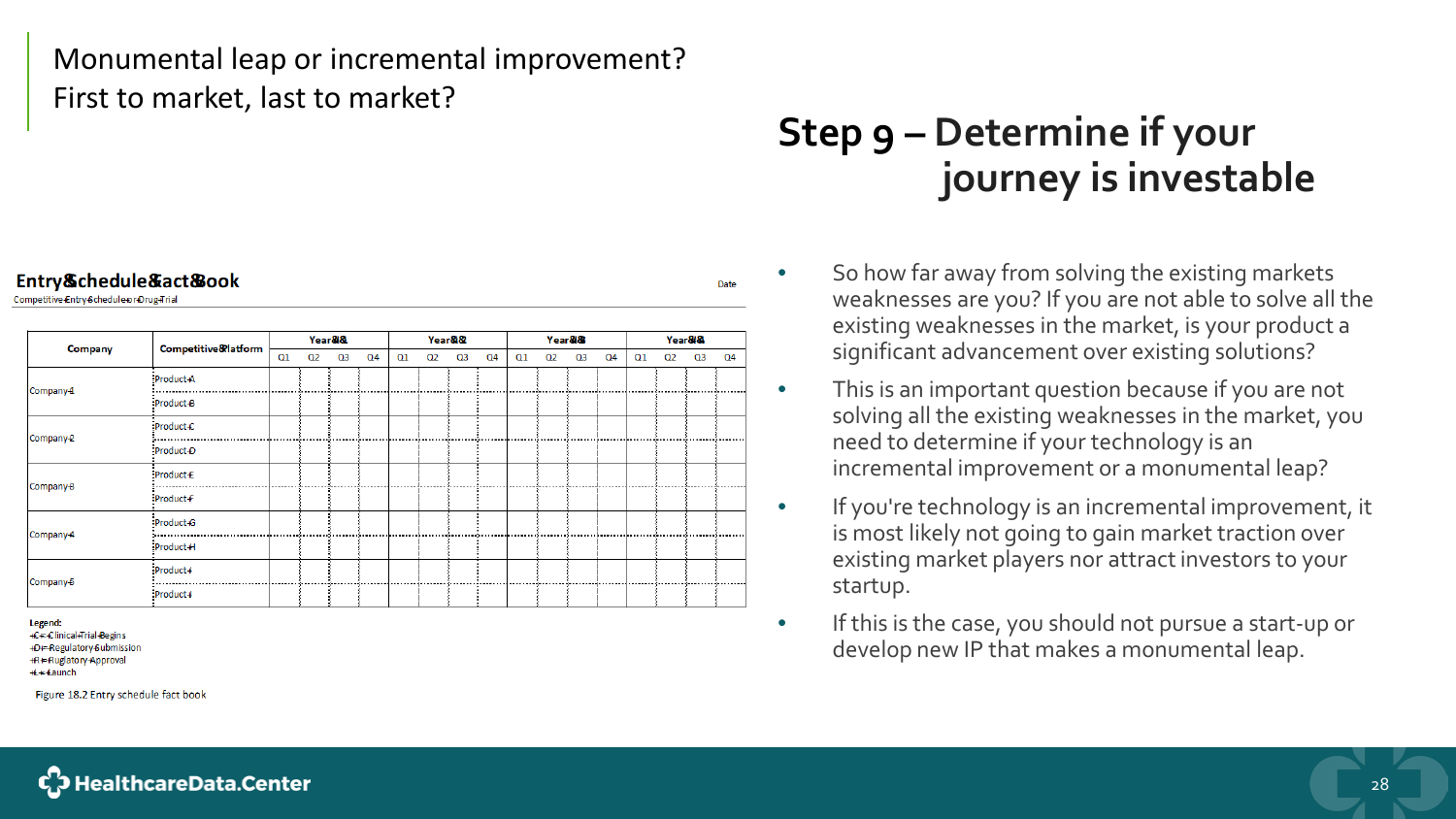Monumental leap or incremental improvement?
First to market, last to market?

# Step 9 – Determine if your journey is investable

**Entry Schedule Fact Book**

Competitive Entry Schedule on Drug Trial

Date

| Company | Competitive Platform | Year 1 | | | | Year 2 | | | | Year 3 | | | | Year 4 | | | |
|---|---|---|---|---|---|---|---|---|---|---|---|---|---|---|---|---|---|
| | | Q1 | Q2 | Q3 | Q4 | Q1 | Q2 | Q3 | Q4 | Q1 | Q2 | Q3 | Q4 | Q1 | Q2 | Q3 | Q4 |
| Company 1 | Product A | | | | | | | | | | | | | | | | |
| | Product B | | | | | | | | | | | | | | | | |
| Company 2 | Product C | | | | | | | | | | | | | | | | |
| | Product D | | | | | | | | | | | | | | | | |
| Company 3 | Product E | | | | | | | | | | | | | | | | |
| | Product F | | | | | | | | | | | | | | | | |
| Company 4 | Product G | | | | | | | | | | | | | | | | |
| | Product H | | | | | | | | | | | | | | | | |
| Company 5 | Product I | | | | | | | | | | | | | | | | |
| | Product J | | | | | | | | | | | | | | | | |

Legend:
C = Clinical Trial Begins
D = Regulatory Submission
R = Regulatory Approval
L = Launch

Figure 18.2 Entry schedule fact book

- So how far away from solving the existing markets weaknesses are you? If you are not able to solve all the existing weaknesses in the market, is your product a significant advancement over existing solutions?
- This is an important question because if you are not solving all the existing weaknesses in the market, you need to determine if your technology is an incremental improvement or a monumental leap?
- If you're technology is an incremental improvement, it is most likely not going to gain market traction over existing market players nor attract investors to your startup.
- If this is the case, you should not pursue a start-up or develop new IP that makes a monumental leap.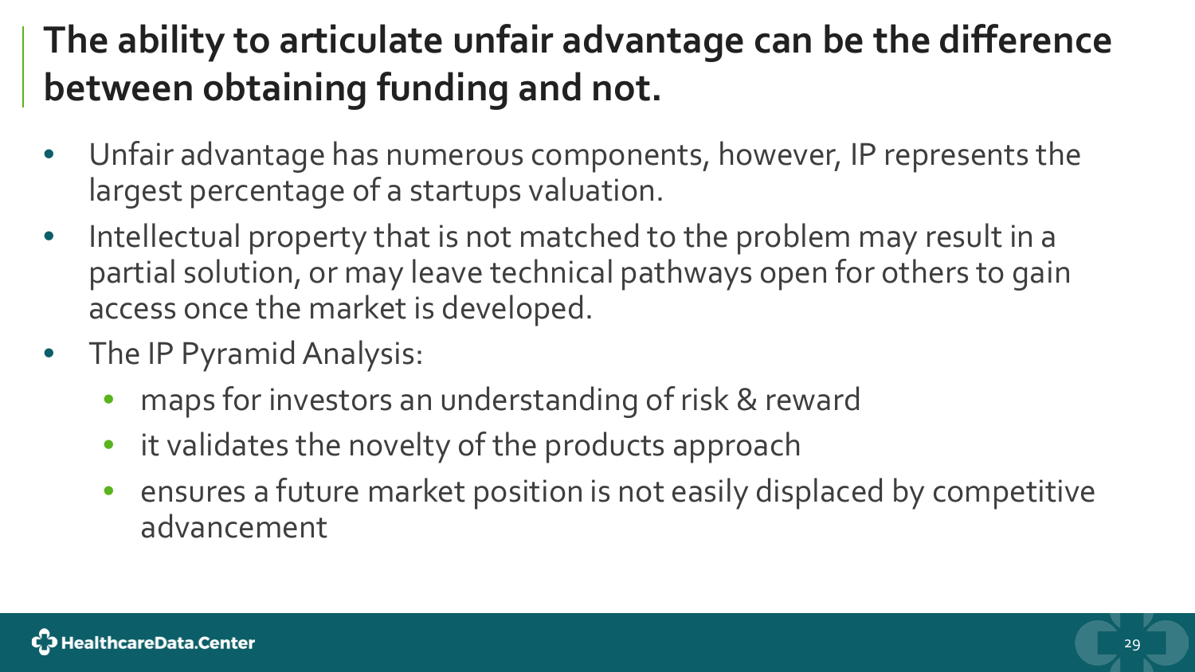## The ability to articulate unfair advantage can be the difference between obtaining funding and not.

- Unfair advantage has numerous components, however, IP represents the largest percentage of a startups valuation.
- Intellectual property that is not matched to the problem may result in a partial solution, or may leave technical pathways open for others to gain access once the market is developed.
- The IP Pyramid Analysis:
  - maps for investors an understanding of risk & reward
  - it validates the novelty of the products approach
  - ensures a future market position is not easily displaced by competitive advancement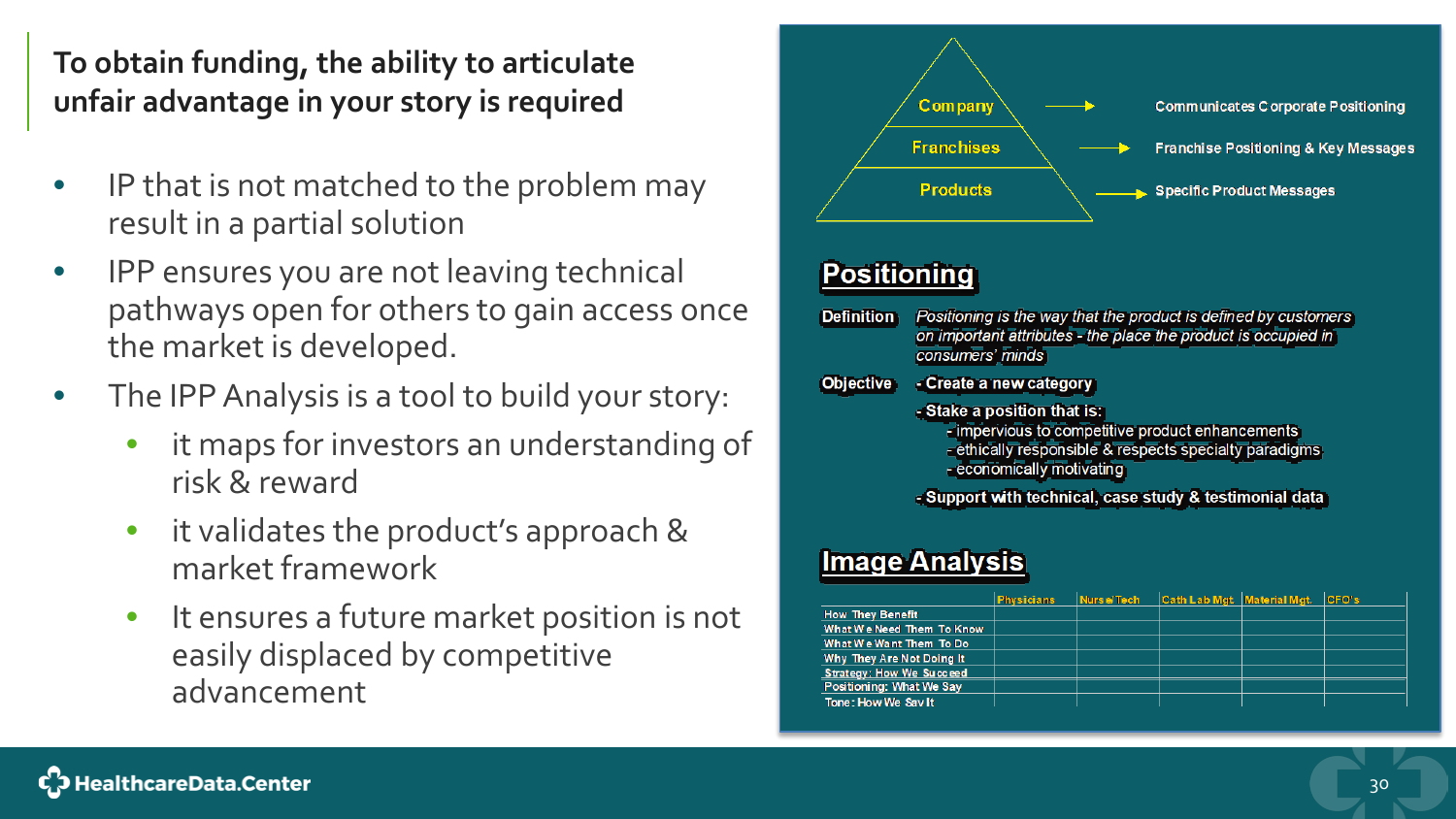## To obtain funding, the ability to articulate unfair advantage in your story is required

- IP that is not matched to the problem may result in a partial solution
- IPP ensures you are not leaving technical pathways open for others to gain access once the market is developed.
- The IPP Analysis is a tool to build your story:
  - it maps for investors an understanding of risk & reward
  - it validates the product's approach & market framework
  - It ensures a future market position is not easily displaced by competitive advancement

Company → Communicates Corporate Positioning

Franchises → Franchise Positioning & Key Messages

Products → Specific Product Messages

### Positioning

**Definition** *Positioning is the way that the product is defined by customers on important attributes - the place the product is occupied in consumers' minds*

**Objective**

- **Create a new category**
- **Stake a position that is:**
  - impervious to competitive product enhancements
  - ethically responsible & respects specialty paradigms
  - economically motivating
- **Support with technical, case study & testimonial data**

### Image Analysis

| | Physicians | Nurse/Tech | Cath Lab Mgt | Material Mgt. | CFO's |
|---|---|---|---|---|---|
| How They Benefit | | | | | |
| What We Need Them To Know | | | | | |
| What We Want Them To Do | | | | | |
| Why They Are Not Doing It | | | | | |
| Strategy: How We Succeed | | | | | |
| Positioning: What We Say | | | | | |
| Tone: How We Say It | | | | | |